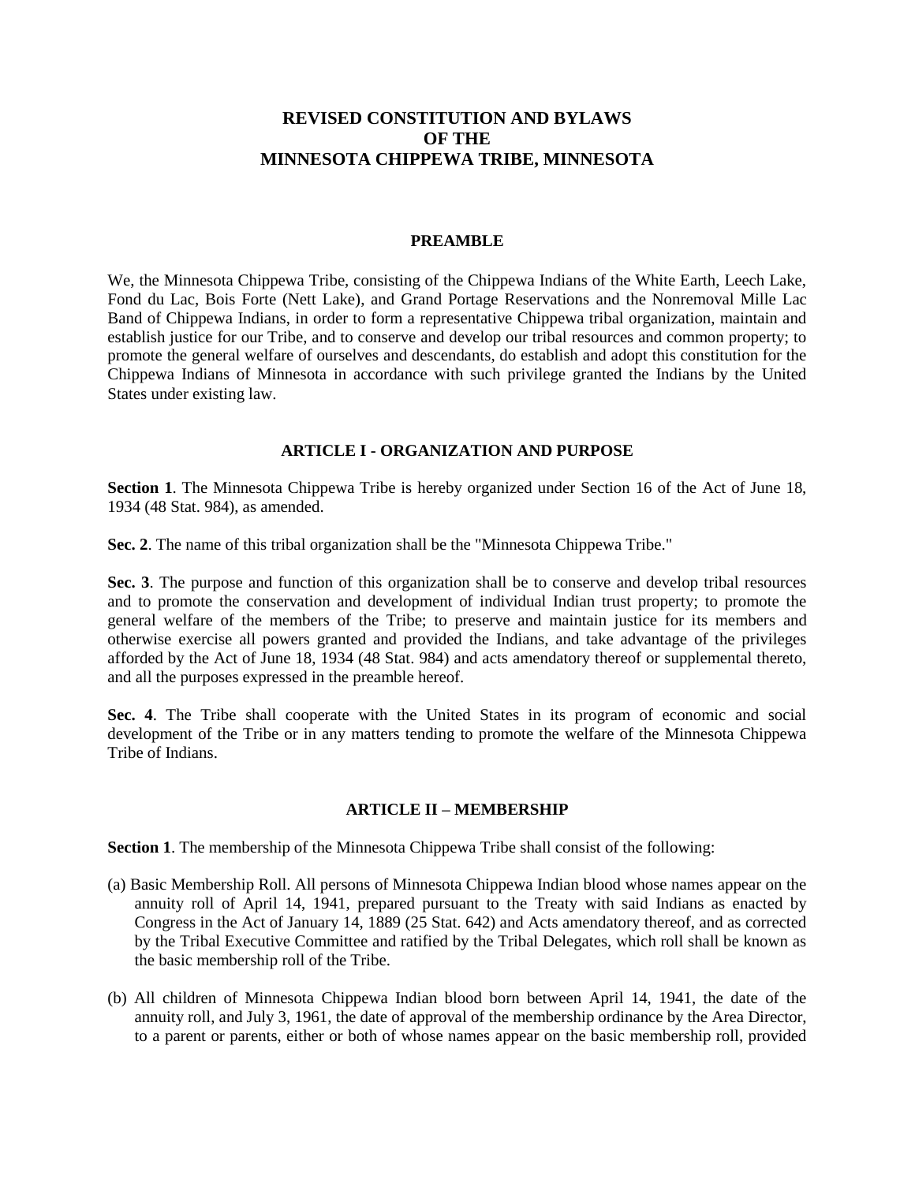# REVISED CONSTITUTION AND BYLAWS OF THE MINNESOTA CHIPPEWA TRIBE, MINNESOTA

## PREAMBLE

We, the Minnesota Chippewa Tribe, consisting of the Chippewa Indians of the White Earth, Leech Lake, Fond du Lac, Bois Forte (Nett Lake), and Grand Portage Reservations and the Nonremoval Mille Lac Band of Chippewa Indians, in order to form a representative Chippewa tribal organization, maintain and establish justice for our Tribe, and to conserve and develop our tribal resources and common property; to promote the general welfare of ourselves and descendants, do establish and adopt this constitution for the Chippewa Indians of Minnesota in accordance with such privilege granted the Indians by the United States under existing law.

## ARTICLE I - ORGANIZATION AND PURPOSE

**Section 1**. The Minnesota Chippewa Tribe is hereby organized under Section 16 of the Act of June 18, 1934 (48 Stat. 984), as amended.

**Sec. 2**. The name of this tribal organization shall be the "Minnesota Chippewa Tribe."

**Sec. 3**. The purpose and function of this organization shall be to conserve and develop tribal resources and to promote the conservation and development of individual Indian trust property; to promote the general welfare of the members of the Tribe; to preserve and maintain justice for its members and otherwise exercise all powers granted and provided the Indians, and take advantage of the privileges afforded by the Act of June 18, 1934 (48 Stat. 984) and acts amendatory thereof or supplemental thereto, and all the purposes expressed in the preamble hereof.

**Sec. 4**. The Tribe shall cooperate with the United States in its program of economic and social development of the Tribe or in any matters tending to promote the welfare of the Minnesota Chippewa Tribe of Indians.

## ARTICLE II – MEMBERSHIP

**Section 1**. The membership of the Minnesota Chippewa Tribe shall consist of the following:

(a) Basic Membership Roll. All persons of Minnesota Chippewa Indian blood whose names appear on the annuity roll of April 14, 1941, prepared pursuant to the Treaty with said Indians as enacted by Congress in the Act of January 14, 1889 (25 Stat. 642) and Acts amendatory thereof, and as corrected by the Tribal Executive Committee and ratified by the Tribal Delegates, which roll shall be known as the basic membership roll of the Tribe.

(b) All children of Minnesota Chippewa Indian blood born between April 14, 1941, the date of the annuity roll, and July 3, 1961, the date of approval of the membership ordinance by the Area Director, to a parent or parents, either or both of whose names appear on the basic membership roll, provided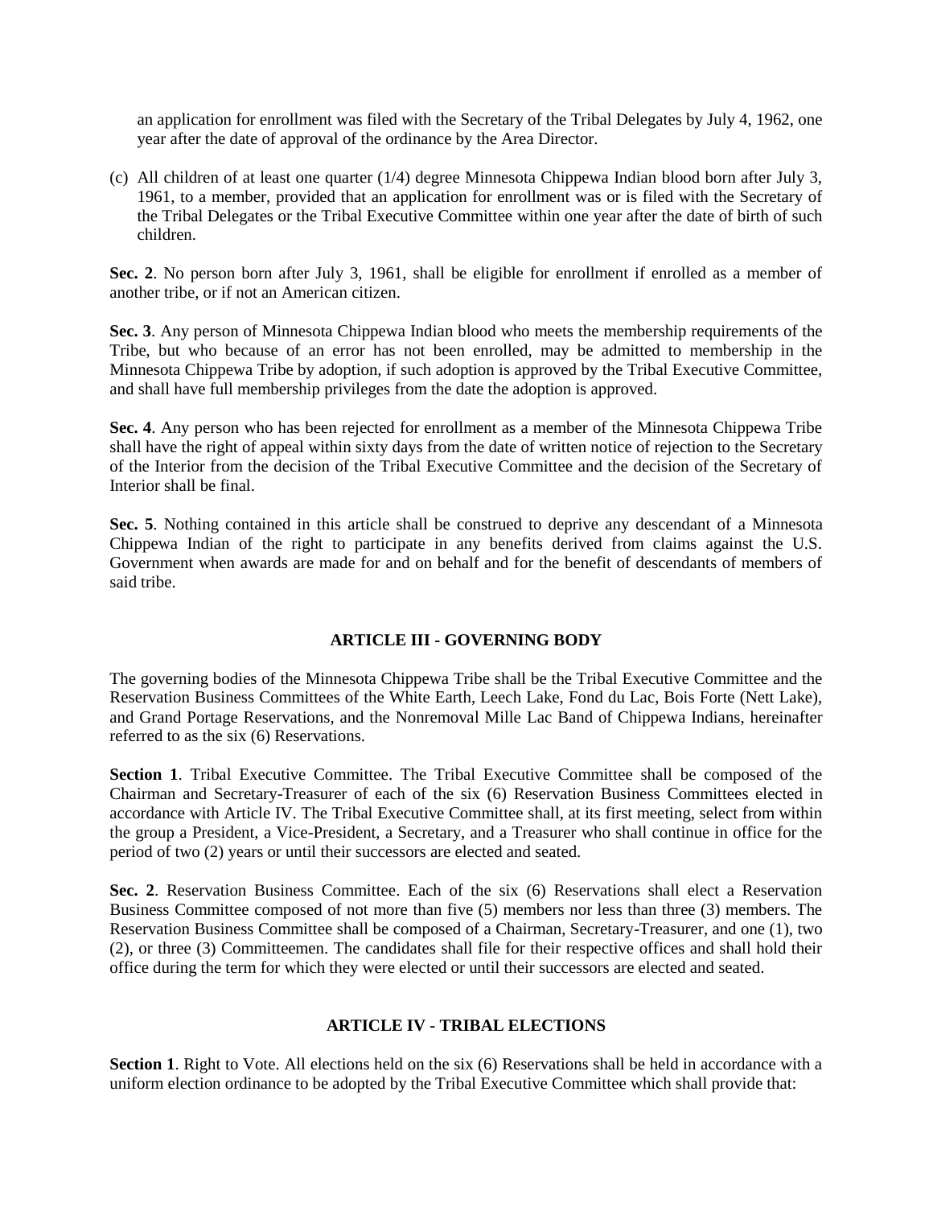an application for enrollment was filed with the Secretary of the Tribal Delegates by July 4, 1962, one year after the date of approval of the ordinance by the Area Director.

(c) All children of at least one quarter (1/4) degree Minnesota Chippewa Indian blood born after July 3, 1961, to a member, provided that an application for enrollment was or is filed with the Secretary of the Tribal Delegates or the Tribal Executive Committee within one year after the date of birth of such children.

**Sec. 2**. No person born after July 3, 1961, shall be eligible for enrollment if enrolled as a member of another tribe, or if not an American citizen.

**Sec. 3**. Any person of Minnesota Chippewa Indian blood who meets the membership requirements of the Tribe, but who because of an error has not been enrolled, may be admitted to membership in the Minnesota Chippewa Tribe by adoption, if such adoption is approved by the Tribal Executive Committee, and shall have full membership privileges from the date the adoption is approved.

**Sec. 4**. Any person who has been rejected for enrollment as a member of the Minnesota Chippewa Tribe shall have the right of appeal within sixty days from the date of written notice of rejection to the Secretary of the Interior from the decision of the Tribal Executive Committee and the decision of the Secretary of Interior shall be final.

**Sec. 5**. Nothing contained in this article shall be construed to deprive any descendant of a Minnesota Chippewa Indian of the right to participate in any benefits derived from claims against the U.S. Government when awards are made for and on behalf and for the benefit of descendants of members of said tribe.

## ARTICLE III - GOVERNING BODY

The governing bodies of the Minnesota Chippewa Tribe shall be the Tribal Executive Committee and the Reservation Business Committees of the White Earth, Leech Lake, Fond du Lac, Bois Forte (Nett Lake), and Grand Portage Reservations, and the Nonremoval Mille Lac Band of Chippewa Indians, hereinafter referred to as the six (6) Reservations.

**Section 1**. Tribal Executive Committee. The Tribal Executive Committee shall be composed of the Chairman and Secretary-Treasurer of each of the six (6) Reservation Business Committees elected in accordance with Article IV. The Tribal Executive Committee shall, at its first meeting, select from within the group a President, a Vice-President, a Secretary, and a Treasurer who shall continue in office for the period of two (2) years or until their successors are elected and seated.

**Sec. 2**. Reservation Business Committee. Each of the six (6) Reservations shall elect a Reservation Business Committee composed of not more than five (5) members nor less than three (3) members. The Reservation Business Committee shall be composed of a Chairman, Secretary-Treasurer, and one (1), two (2), or three (3) Committeemen. The candidates shall file for their respective offices and shall hold their office during the term for which they were elected or until their successors are elected and seated.

## ARTICLE IV - TRIBAL ELECTIONS

**Section 1**. Right to Vote. All elections held on the six (6) Reservations shall be held in accordance with a uniform election ordinance to be adopted by the Tribal Executive Committee which shall provide that: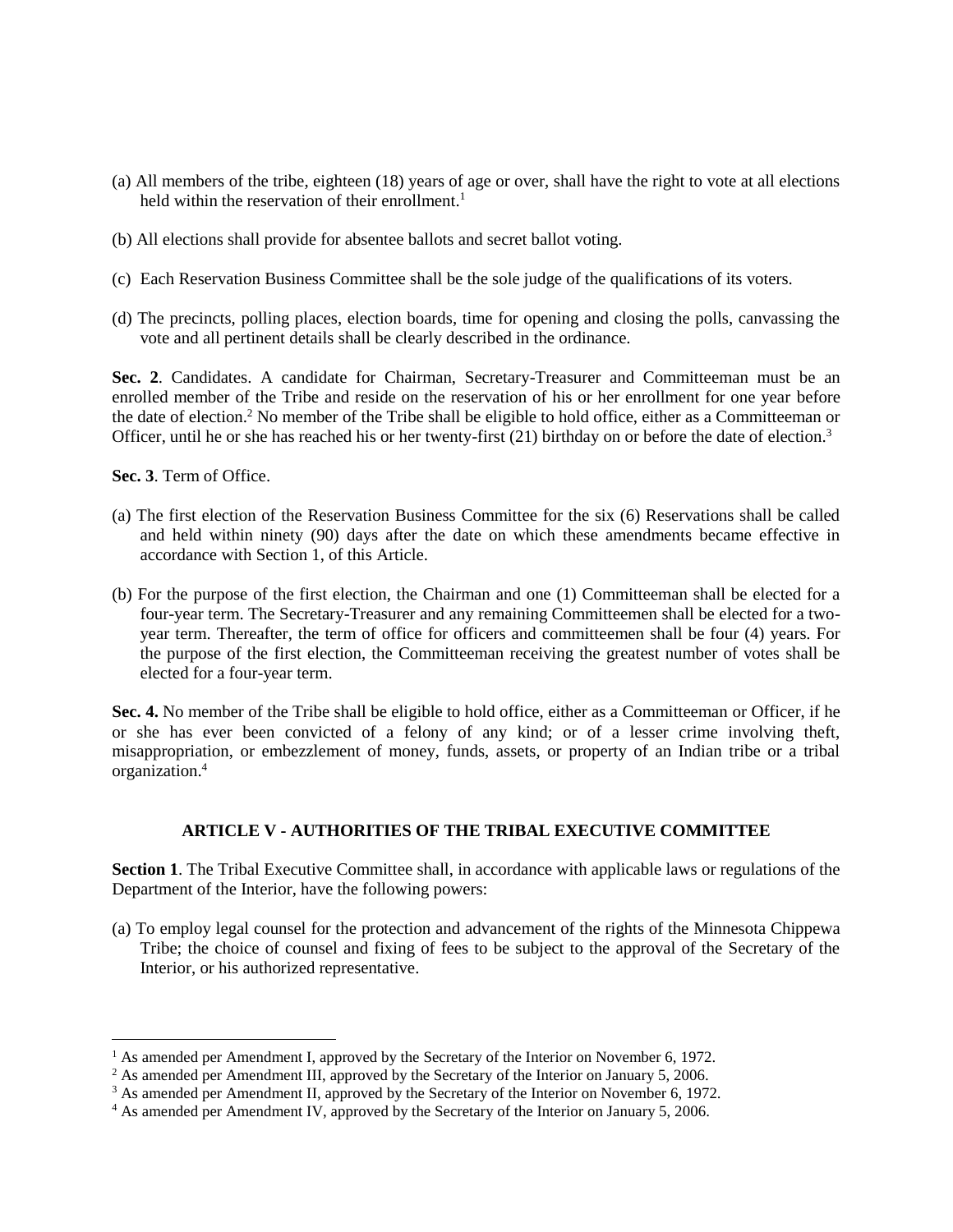(a) All members of the tribe, eighteen (18) years of age or over, shall have the right to vote at all elections held within the reservation of their enrollment.[1]

(b) All elections shall provide for absentee ballots and secret ballot voting.

(c) Each Reservation Business Committee shall be the sole judge of the qualifications of its voters.

(d) The precincts, polling places, election boards, time for opening and closing the polls, canvassing the vote and all pertinent details shall be clearly described in the ordinance.

**Sec. 2**. Candidates. A candidate for Chairman, Secretary-Treasurer and Committeeman must be an enrolled member of the Tribe and reside on the reservation of his or her enrollment for one year before the date of election.[2] No member of the Tribe shall be eligible to hold office, either as a Committeeman or Officer, until he or she has reached his or her twenty-first (21) birthday on or before the date of election.[3]

**Sec. 3**. Term of Office.

(a) The first election of the Reservation Business Committee for the six (6) Reservations shall be called and held within ninety (90) days after the date on which these amendments became effective in accordance with Section 1, of this Article.

(b) For the purpose of the first election, the Chairman and one (1) Committeeman shall be elected for a four-year term. The Secretary-Treasurer and any remaining Committeemen shall be elected for a two-year term. Thereafter, the term of office for officers and committeemen shall be four (4) years. For the purpose of the first election, the Committeeman receiving the greatest number of votes shall be elected for a four-year term.

**Sec. 4.** No member of the Tribe shall be eligible to hold office, either as a Committeeman or Officer, if he or she has ever been convicted of a felony of any kind; or of a lesser crime involving theft, misappropriation, or embezzlement of money, funds, assets, or property of an Indian tribe or a tribal organization.[4]

## ARTICLE V - AUTHORITIES OF THE TRIBAL EXECUTIVE COMMITTEE

**Section 1**. The Tribal Executive Committee shall, in accordance with applicable laws or regulations of the Department of the Interior, have the following powers:

(a) To employ legal counsel for the protection and advancement of the rights of the Minnesota Chippewa Tribe; the choice of counsel and fixing of fees to be subject to the approval of the Secretary of the Interior, or his authorized representative.

---

[1] As amended per Amendment I, approved by the Secretary of the Interior on November 6, 1972.
[2] As amended per Amendment III, approved by the Secretary of the Interior on January 5, 2006.
[3] As amended per Amendment II, approved by the Secretary of the Interior on November 6, 1972.
[4] As amended per Amendment IV, approved by the Secretary of the Interior on January 5, 2006.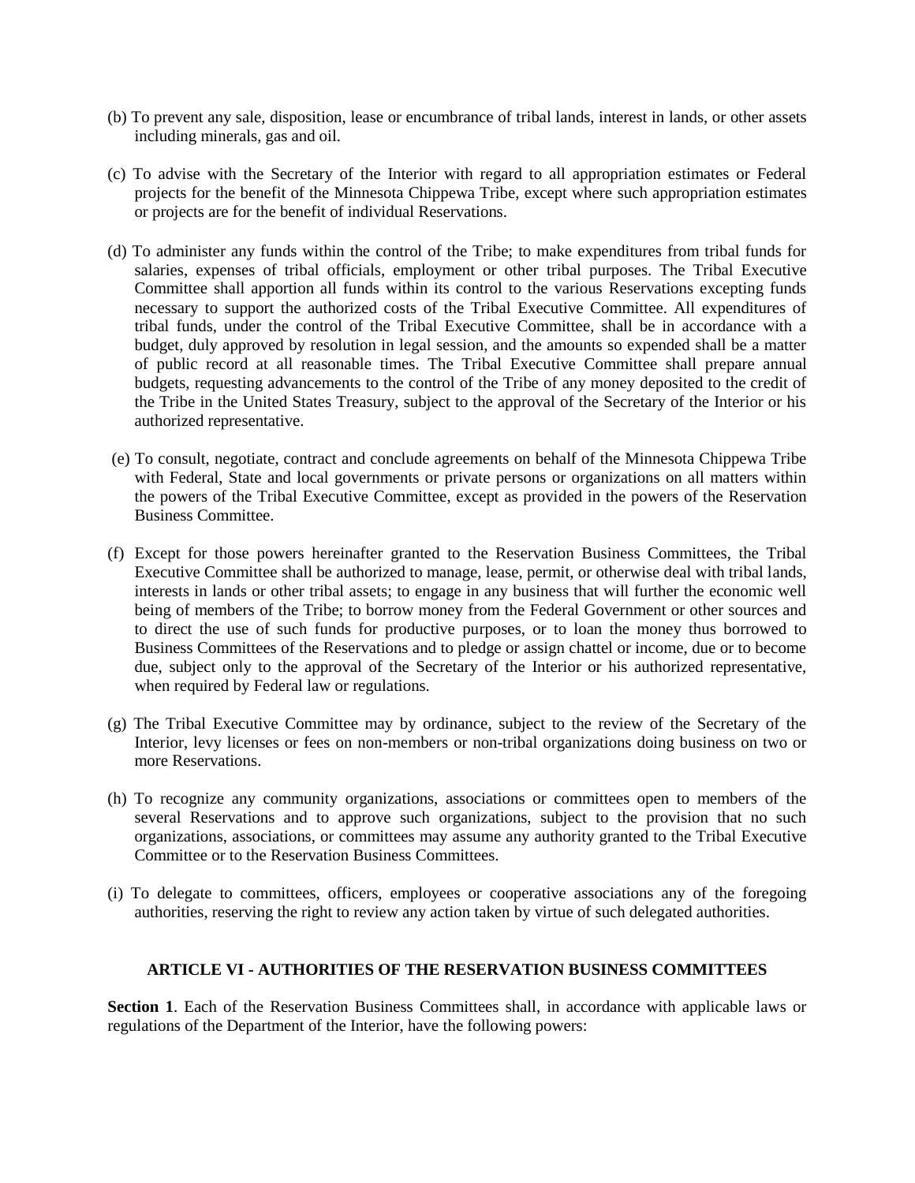(b) To prevent any sale, disposition, lease or encumbrance of tribal lands, interest in lands, or other assets including minerals, gas and oil.

(c) To advise with the Secretary of the Interior with regard to all appropriation estimates or Federal projects for the benefit of the Minnesota Chippewa Tribe, except where such appropriation estimates or projects are for the benefit of individual Reservations.

(d) To administer any funds within the control of the Tribe; to make expenditures from tribal funds for salaries, expenses of tribal officials, employment or other tribal purposes. The Tribal Executive Committee shall apportion all funds within its control to the various Reservations excepting funds necessary to support the authorized costs of the Tribal Executive Committee. All expenditures of tribal funds, under the control of the Tribal Executive Committee, shall be in accordance with a budget, duly approved by resolution in legal session, and the amounts so expended shall be a matter of public record at all reasonable times. The Tribal Executive Committee shall prepare annual budgets, requesting advancements to the control of the Tribe of any money deposited to the credit of the Tribe in the United States Treasury, subject to the approval of the Secretary of the Interior or his authorized representative.

(e) To consult, negotiate, contract and conclude agreements on behalf of the Minnesota Chippewa Tribe with Federal, State and local governments or private persons or organizations on all matters within the powers of the Tribal Executive Committee, except as provided in the powers of the Reservation Business Committee.

(f) Except for those powers hereinafter granted to the Reservation Business Committees, the Tribal Executive Committee shall be authorized to manage, lease, permit, or otherwise deal with tribal lands, interests in lands or other tribal assets; to engage in any business that will further the economic well being of members of the Tribe; to borrow money from the Federal Government or other sources and to direct the use of such funds for productive purposes, or to loan the money thus borrowed to Business Committees of the Reservations and to pledge or assign chattel or income, due or to become due, subject only to the approval of the Secretary of the Interior or his authorized representative, when required by Federal law or regulations.

(g) The Tribal Executive Committee may by ordinance, subject to the review of the Secretary of the Interior, levy licenses or fees on non-members or non-tribal organizations doing business on two or more Reservations.

(h) To recognize any community organizations, associations or committees open to members of the several Reservations and to approve such organizations, subject to the provision that no such organizations, associations, or committees may assume any authority granted to the Tribal Executive Committee or to the Reservation Business Committees.

(i) To delegate to committees, officers, employees or cooperative associations any of the foregoing authorities, reserving the right to review any action taken by virtue of such delegated authorities.

## ARTICLE VI - AUTHORITIES OF THE RESERVATION BUSINESS COMMITTEES

**Section 1**. Each of the Reservation Business Committees shall, in accordance with applicable laws or regulations of the Department of the Interior, have the following powers: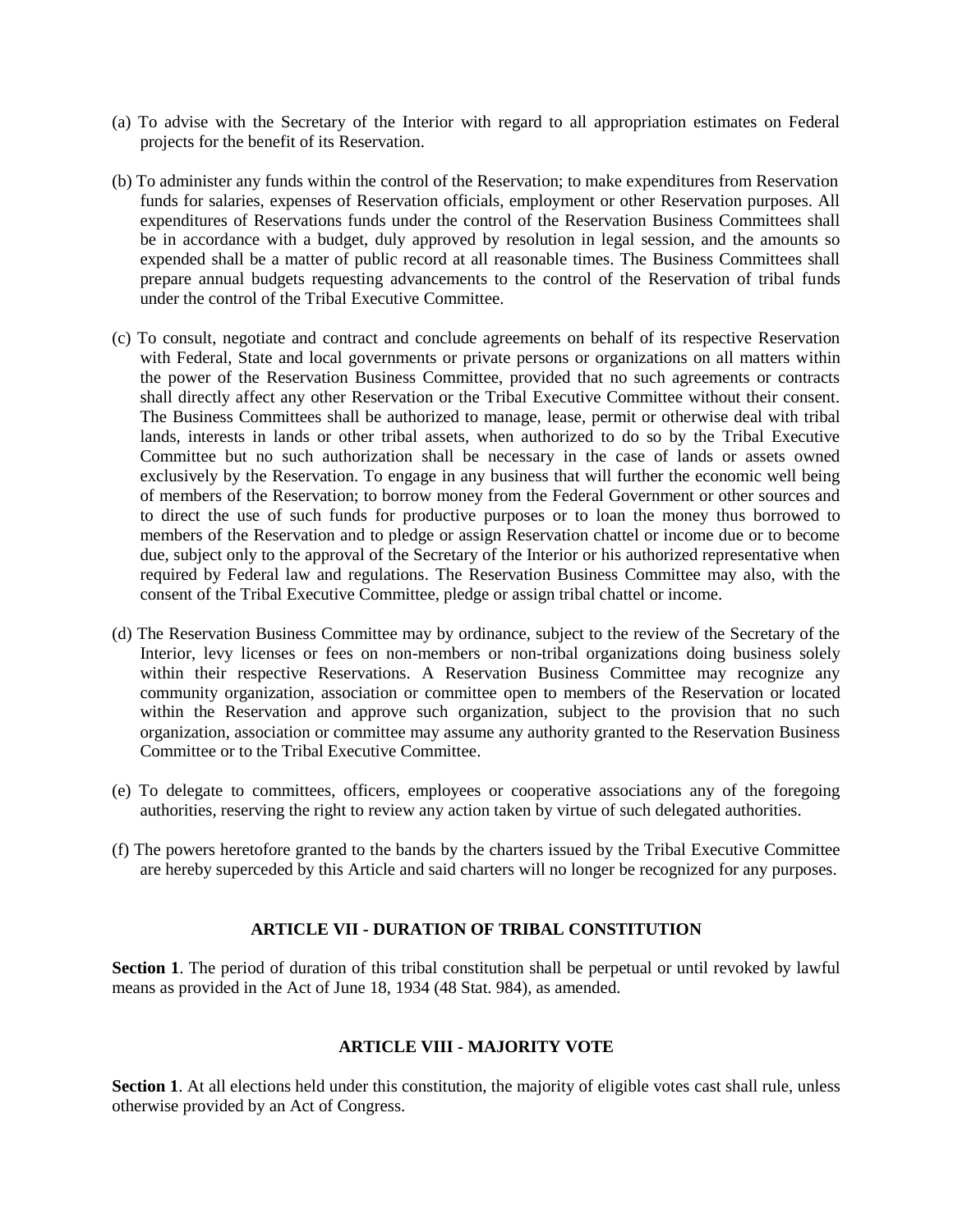(a) To advise with the Secretary of the Interior with regard to all appropriation estimates on Federal projects for the benefit of its Reservation.

(b) To administer any funds within the control of the Reservation; to make expenditures from Reservation funds for salaries, expenses of Reservation officials, employment or other Reservation purposes. All expenditures of Reservations funds under the control of the Reservation Business Committees shall be in accordance with a budget, duly approved by resolution in legal session, and the amounts so expended shall be a matter of public record at all reasonable times. The Business Committees shall prepare annual budgets requesting advancements to the control of the Reservation of tribal funds under the control of the Tribal Executive Committee.

(c) To consult, negotiate and contract and conclude agreements on behalf of its respective Reservation with Federal, State and local governments or private persons or organizations on all matters within the power of the Reservation Business Committee, provided that no such agreements or contracts shall directly affect any other Reservation or the Tribal Executive Committee without their consent. The Business Committees shall be authorized to manage, lease, permit or otherwise deal with tribal lands, interests in lands or other tribal assets, when authorized to do so by the Tribal Executive Committee but no such authorization shall be necessary in the case of lands or assets owned exclusively by the Reservation. To engage in any business that will further the economic well being of members of the Reservation; to borrow money from the Federal Government or other sources and to direct the use of such funds for productive purposes or to loan the money thus borrowed to members of the Reservation and to pledge or assign Reservation chattel or income due or to become due, subject only to the approval of the Secretary of the Interior or his authorized representative when required by Federal law and regulations. The Reservation Business Committee may also, with the consent of the Tribal Executive Committee, pledge or assign tribal chattel or income.

(d) The Reservation Business Committee may by ordinance, subject to the review of the Secretary of the Interior, levy licenses or fees on non-members or non-tribal organizations doing business solely within their respective Reservations. A Reservation Business Committee may recognize any community organization, association or committee open to members of the Reservation or located within the Reservation and approve such organization, subject to the provision that no such organization, association or committee may assume any authority granted to the Reservation Business Committee or to the Tribal Executive Committee.

(e) To delegate to committees, officers, employees or cooperative associations any of the foregoing authorities, reserving the right to review any action taken by virtue of such delegated authorities.

(f) The powers heretofore granted to the bands by the charters issued by the Tribal Executive Committee are hereby superceded by this Article and said charters will no longer be recognized for any purposes.

## ARTICLE VII - DURATION OF TRIBAL CONSTITUTION

**Section 1**. The period of duration of this tribal constitution shall be perpetual or until revoked by lawful means as provided in the Act of June 18, 1934 (48 Stat. 984), as amended.

## ARTICLE VIII - MAJORITY VOTE

**Section 1**. At all elections held under this constitution, the majority of eligible votes cast shall rule, unless otherwise provided by an Act of Congress.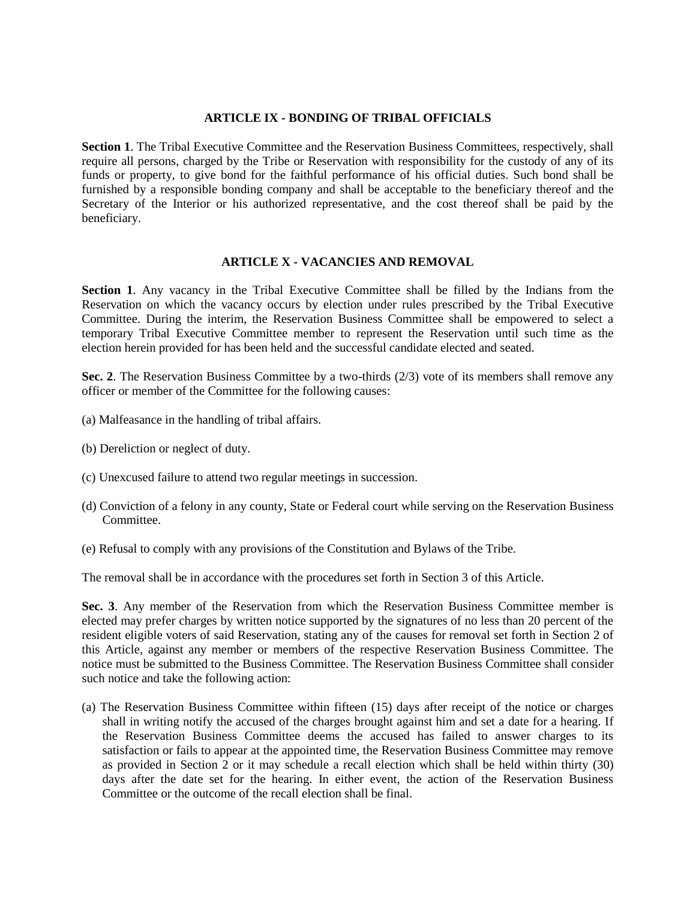## ARTICLE IX - BONDING OF TRIBAL OFFICIALS

**Section 1**. The Tribal Executive Committee and the Reservation Business Committees, respectively, shall require all persons, charged by the Tribe or Reservation with responsibility for the custody of any of its funds or property, to give bond for the faithful performance of his official duties. Such bond shall be furnished by a responsible bonding company and shall be acceptable to the beneficiary thereof and the Secretary of the Interior or his authorized representative, and the cost thereof shall be paid by the beneficiary.

## ARTICLE X - VACANCIES AND REMOVAL

**Section 1**. Any vacancy in the Tribal Executive Committee shall be filled by the Indians from the Reservation on which the vacancy occurs by election under rules prescribed by the Tribal Executive Committee. During the interim, the Reservation Business Committee shall be empowered to select a temporary Tribal Executive Committee member to represent the Reservation until such time as the election herein provided for has been held and the successful candidate elected and seated.

**Sec. 2**. The Reservation Business Committee by a two-thirds (2/3) vote of its members shall remove any officer or member of the Committee for the following causes:

(a) Malfeasance in the handling of tribal affairs.

(b) Dereliction or neglect of duty.

(c) Unexcused failure to attend two regular meetings in succession.

(d) Conviction of a felony in any county, State or Federal court while serving on the Reservation Business Committee.

(e) Refusal to comply with any provisions of the Constitution and Bylaws of the Tribe.

The removal shall be in accordance with the procedures set forth in Section 3 of this Article.

**Sec. 3**. Any member of the Reservation from which the Reservation Business Committee member is elected may prefer charges by written notice supported by the signatures of no less than 20 percent of the resident eligible voters of said Reservation, stating any of the causes for removal set forth in Section 2 of this Article, against any member or members of the respective Reservation Business Committee. The notice must be submitted to the Business Committee. The Reservation Business Committee shall consider such notice and take the following action:

(a) The Reservation Business Committee within fifteen (15) days after receipt of the notice or charges shall in writing notify the accused of the charges brought against him and set a date for a hearing. If the Reservation Business Committee deems the accused has failed to answer charges to its satisfaction or fails to appear at the appointed time, the Reservation Business Committee may remove as provided in Section 2 or it may schedule a recall election which shall be held within thirty (30) days after the date set for the hearing. In either event, the action of the Reservation Business Committee or the outcome of the recall election shall be final.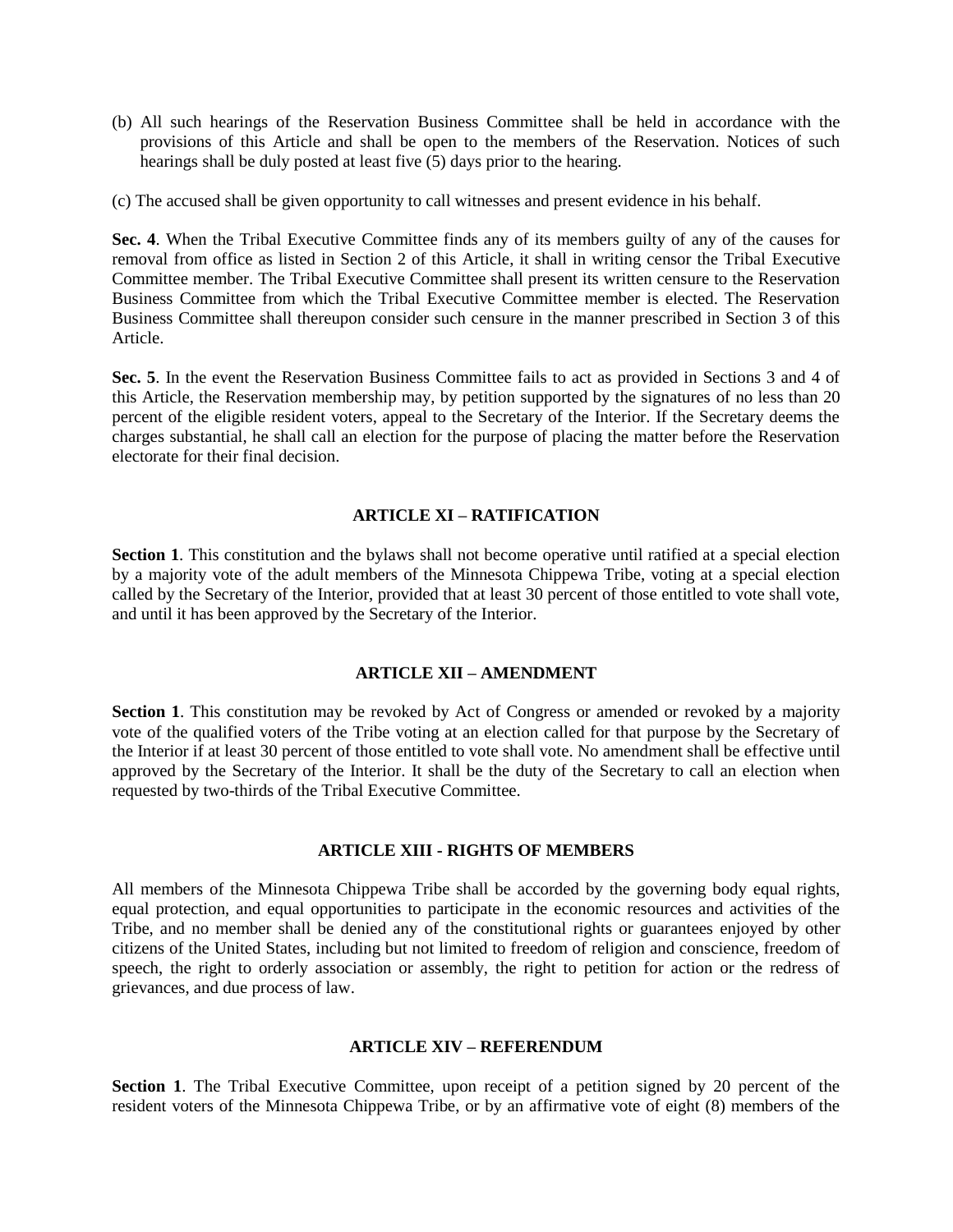(b) All such hearings of the Reservation Business Committee shall be held in accordance with the provisions of this Article and shall be open to the members of the Reservation. Notices of such hearings shall be duly posted at least five (5) days prior to the hearing.

(c) The accused shall be given opportunity to call witnesses and present evidence in his behalf.

**Sec. 4**. When the Tribal Executive Committee finds any of its members guilty of any of the causes for removal from office as listed in Section 2 of this Article, it shall in writing censor the Tribal Executive Committee member. The Tribal Executive Committee shall present its written censure to the Reservation Business Committee from which the Tribal Executive Committee member is elected. The Reservation Business Committee shall thereupon consider such censure in the manner prescribed in Section 3 of this Article.

**Sec. 5**. In the event the Reservation Business Committee fails to act as provided in Sections 3 and 4 of this Article, the Reservation membership may, by petition supported by the signatures of no less than 20 percent of the eligible resident voters, appeal to the Secretary of the Interior. If the Secretary deems the charges substantial, he shall call an election for the purpose of placing the matter before the Reservation electorate for their final decision.

## ARTICLE XI – RATIFICATION

**Section 1**. This constitution and the bylaws shall not become operative until ratified at a special election by a majority vote of the adult members of the Minnesota Chippewa Tribe, voting at a special election called by the Secretary of the Interior, provided that at least 30 percent of those entitled to vote shall vote, and until it has been approved by the Secretary of the Interior.

## ARTICLE XII – AMENDMENT

**Section 1**. This constitution may be revoked by Act of Congress or amended or revoked by a majority vote of the qualified voters of the Tribe voting at an election called for that purpose by the Secretary of the Interior if at least 30 percent of those entitled to vote shall vote. No amendment shall be effective until approved by the Secretary of the Interior. It shall be the duty of the Secretary to call an election when requested by two-thirds of the Tribal Executive Committee.

## ARTICLE XIII - RIGHTS OF MEMBERS

All members of the Minnesota Chippewa Tribe shall be accorded by the governing body equal rights, equal protection, and equal opportunities to participate in the economic resources and activities of the Tribe, and no member shall be denied any of the constitutional rights or guarantees enjoyed by other citizens of the United States, including but not limited to freedom of religion and conscience, freedom of speech, the right to orderly association or assembly, the right to petition for action or the redress of grievances, and due process of law.

## ARTICLE XIV – REFERENDUM

**Section 1**. The Tribal Executive Committee, upon receipt of a petition signed by 20 percent of the resident voters of the Minnesota Chippewa Tribe, or by an affirmative vote of eight (8) members of the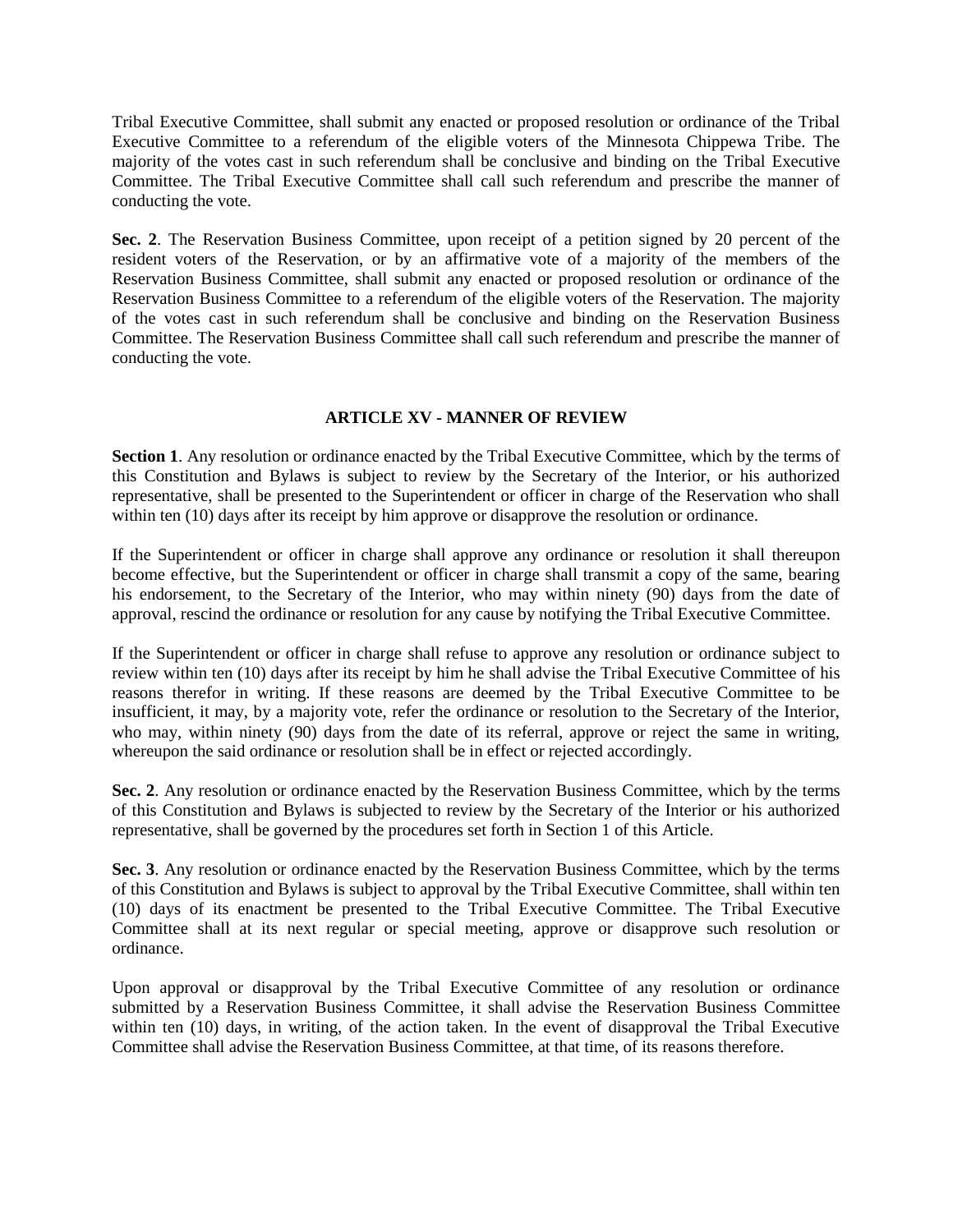Tribal Executive Committee, shall submit any enacted or proposed resolution or ordinance of the Tribal Executive Committee to a referendum of the eligible voters of the Minnesota Chippewa Tribe. The majority of the votes cast in such referendum shall be conclusive and binding on the Tribal Executive Committee. The Tribal Executive Committee shall call such referendum and prescribe the manner of conducting the vote.

**Sec. 2**. The Reservation Business Committee, upon receipt of a petition signed by 20 percent of the resident voters of the Reservation, or by an affirmative vote of a majority of the members of the Reservation Business Committee, shall submit any enacted or proposed resolution or ordinance of the Reservation Business Committee to a referendum of the eligible voters of the Reservation. The majority of the votes cast in such referendum shall be conclusive and binding on the Reservation Business Committee. The Reservation Business Committee shall call such referendum and prescribe the manner of conducting the vote.

## ARTICLE XV - MANNER OF REVIEW

**Section 1**. Any resolution or ordinance enacted by the Tribal Executive Committee, which by the terms of this Constitution and Bylaws is subject to review by the Secretary of the Interior, or his authorized representative, shall be presented to the Superintendent or officer in charge of the Reservation who shall within ten (10) days after its receipt by him approve or disapprove the resolution or ordinance.

If the Superintendent or officer in charge shall approve any ordinance or resolution it shall thereupon become effective, but the Superintendent or officer in charge shall transmit a copy of the same, bearing his endorsement, to the Secretary of the Interior, who may within ninety (90) days from the date of approval, rescind the ordinance or resolution for any cause by notifying the Tribal Executive Committee.

If the Superintendent or officer in charge shall refuse to approve any resolution or ordinance subject to review within ten (10) days after its receipt by him he shall advise the Tribal Executive Committee of his reasons therefor in writing. If these reasons are deemed by the Tribal Executive Committee to be insufficient, it may, by a majority vote, refer the ordinance or resolution to the Secretary of the Interior, who may, within ninety (90) days from the date of its referral, approve or reject the same in writing, whereupon the said ordinance or resolution shall be in effect or rejected accordingly.

**Sec. 2**. Any resolution or ordinance enacted by the Reservation Business Committee, which by the terms of this Constitution and Bylaws is subjected to review by the Secretary of the Interior or his authorized representative, shall be governed by the procedures set forth in Section 1 of this Article.

**Sec. 3**. Any resolution or ordinance enacted by the Reservation Business Committee, which by the terms of this Constitution and Bylaws is subject to approval by the Tribal Executive Committee, shall within ten (10) days of its enactment be presented to the Tribal Executive Committee. The Tribal Executive Committee shall at its next regular or special meeting, approve or disapprove such resolution or ordinance.

Upon approval or disapproval by the Tribal Executive Committee of any resolution or ordinance submitted by a Reservation Business Committee, it shall advise the Reservation Business Committee within ten (10) days, in writing, of the action taken. In the event of disapproval the Tribal Executive Committee shall advise the Reservation Business Committee, at that time, of its reasons therefore.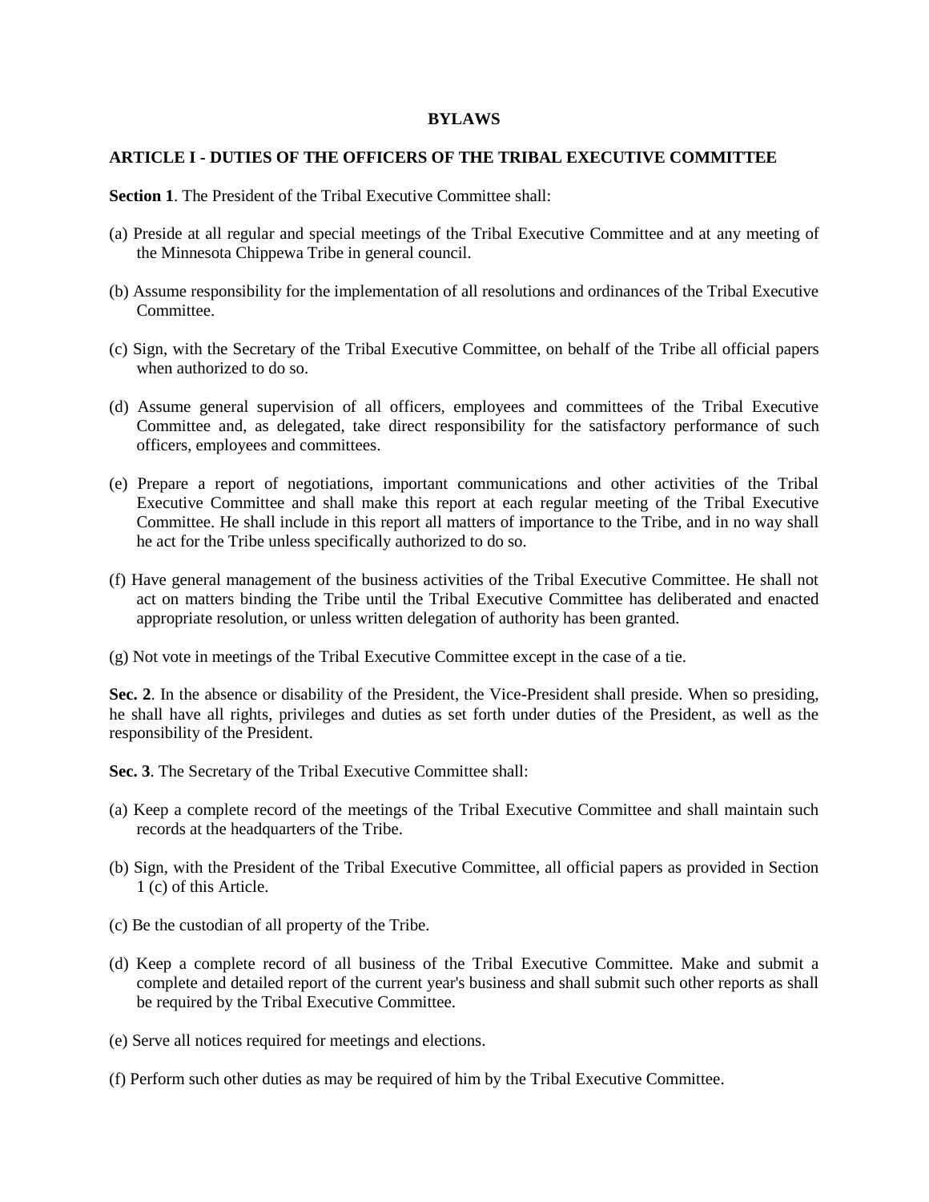# BYLAWS

## ARTICLE I - DUTIES OF THE OFFICERS OF THE TRIBAL EXECUTIVE COMMITTEE

**Section 1**. The President of the Tribal Executive Committee shall:

(a) Preside at all regular and special meetings of the Tribal Executive Committee and at any meeting of the Minnesota Chippewa Tribe in general council.

(b) Assume responsibility for the implementation of all resolutions and ordinances of the Tribal Executive Committee.

(c) Sign, with the Secretary of the Tribal Executive Committee, on behalf of the Tribe all official papers when authorized to do so.

(d) Assume general supervision of all officers, employees and committees of the Tribal Executive Committee and, as delegated, take direct responsibility for the satisfactory performance of such officers, employees and committees.

(e) Prepare a report of negotiations, important communications and other activities of the Tribal Executive Committee and shall make this report at each regular meeting of the Tribal Executive Committee. He shall include in this report all matters of importance to the Tribe, and in no way shall he act for the Tribe unless specifically authorized to do so.

(f) Have general management of the business activities of the Tribal Executive Committee. He shall not act on matters binding the Tribe until the Tribal Executive Committee has deliberated and enacted appropriate resolution, or unless written delegation of authority has been granted.

(g) Not vote in meetings of the Tribal Executive Committee except in the case of a tie.

**Sec. 2**. In the absence or disability of the President, the Vice-President shall preside. When so presiding, he shall have all rights, privileges and duties as set forth under duties of the President, as well as the responsibility of the President.

**Sec. 3**. The Secretary of the Tribal Executive Committee shall:

(a) Keep a complete record of the meetings of the Tribal Executive Committee and shall maintain such records at the headquarters of the Tribe.

(b) Sign, with the President of the Tribal Executive Committee, all official papers as provided in Section 1 (c) of this Article.

(c) Be the custodian of all property of the Tribe.

(d) Keep a complete record of all business of the Tribal Executive Committee. Make and submit a complete and detailed report of the current year's business and shall submit such other reports as shall be required by the Tribal Executive Committee.

(e) Serve all notices required for meetings and elections.

(f) Perform such other duties as may be required of him by the Tribal Executive Committee.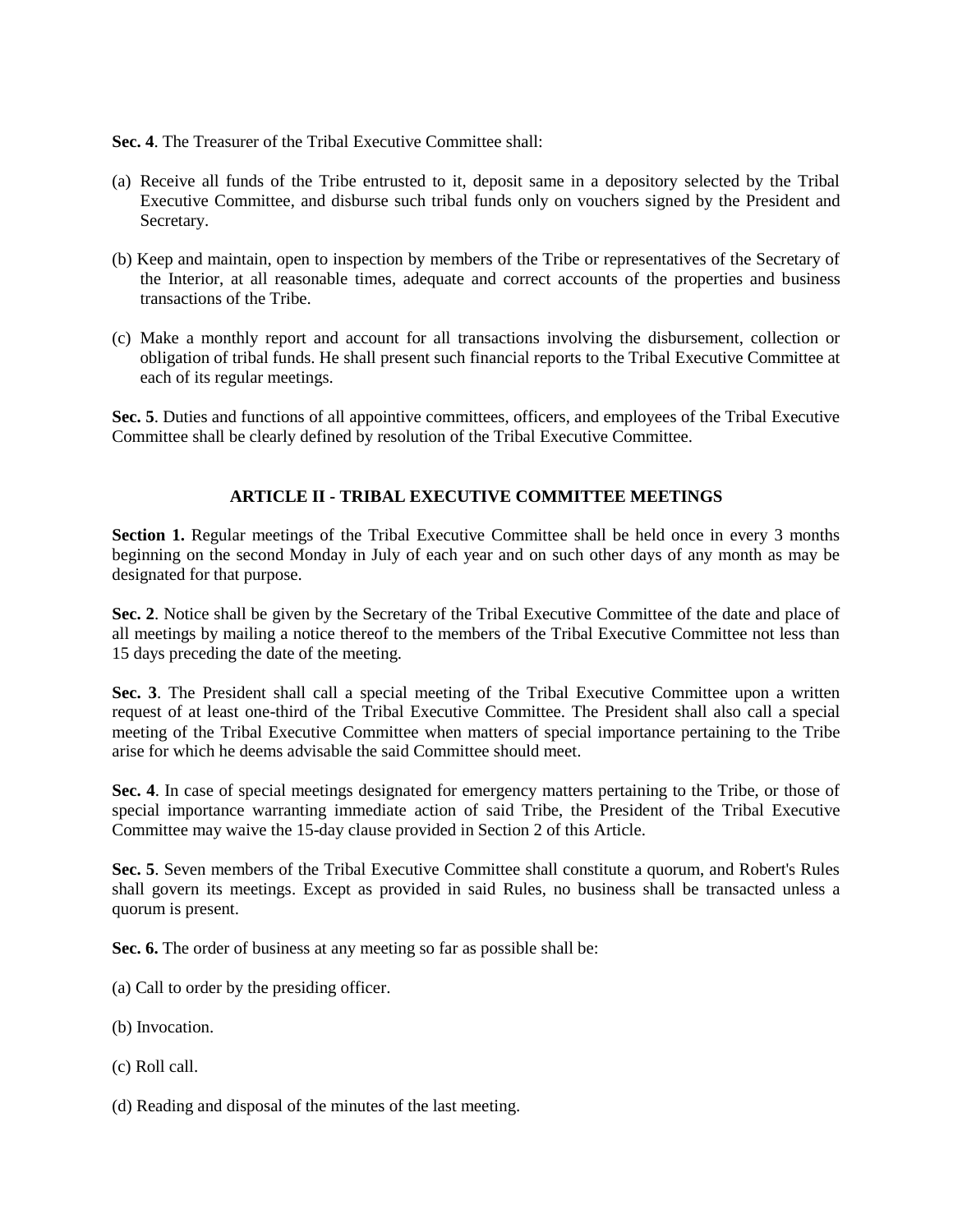**Sec. 4**. The Treasurer of the Tribal Executive Committee shall:

(a) Receive all funds of the Tribe entrusted to it, deposit same in a depository selected by the Tribal Executive Committee, and disburse such tribal funds only on vouchers signed by the President and Secretary.

(b) Keep and maintain, open to inspection by members of the Tribe or representatives of the Secretary of the Interior, at all reasonable times, adequate and correct accounts of the properties and business transactions of the Tribe.

(c) Make a monthly report and account for all transactions involving the disbursement, collection or obligation of tribal funds. He shall present such financial reports to the Tribal Executive Committee at each of its regular meetings.

**Sec. 5**. Duties and functions of all appointive committees, officers, and employees of the Tribal Executive Committee shall be clearly defined by resolution of the Tribal Executive Committee.

## ARTICLE II - TRIBAL EXECUTIVE COMMITTEE MEETINGS

**Section 1.** Regular meetings of the Tribal Executive Committee shall be held once in every 3 months beginning on the second Monday in July of each year and on such other days of any month as may be designated for that purpose.

**Sec. 2**. Notice shall be given by the Secretary of the Tribal Executive Committee of the date and place of all meetings by mailing a notice thereof to the members of the Tribal Executive Committee not less than 15 days preceding the date of the meeting.

**Sec. 3**. The President shall call a special meeting of the Tribal Executive Committee upon a written request of at least one-third of the Tribal Executive Committee. The President shall also call a special meeting of the Tribal Executive Committee when matters of special importance pertaining to the Tribe arise for which he deems advisable the said Committee should meet.

**Sec. 4**. In case of special meetings designated for emergency matters pertaining to the Tribe, or those of special importance warranting immediate action of said Tribe, the President of the Tribal Executive Committee may waive the 15-day clause provided in Section 2 of this Article.

**Sec. 5**. Seven members of the Tribal Executive Committee shall constitute a quorum, and Robert's Rules shall govern its meetings. Except as provided in said Rules, no business shall be transacted unless a quorum is present.

**Sec. 6.** The order of business at any meeting so far as possible shall be:

(a) Call to order by the presiding officer.

(b) Invocation.

(c) Roll call.

(d) Reading and disposal of the minutes of the last meeting.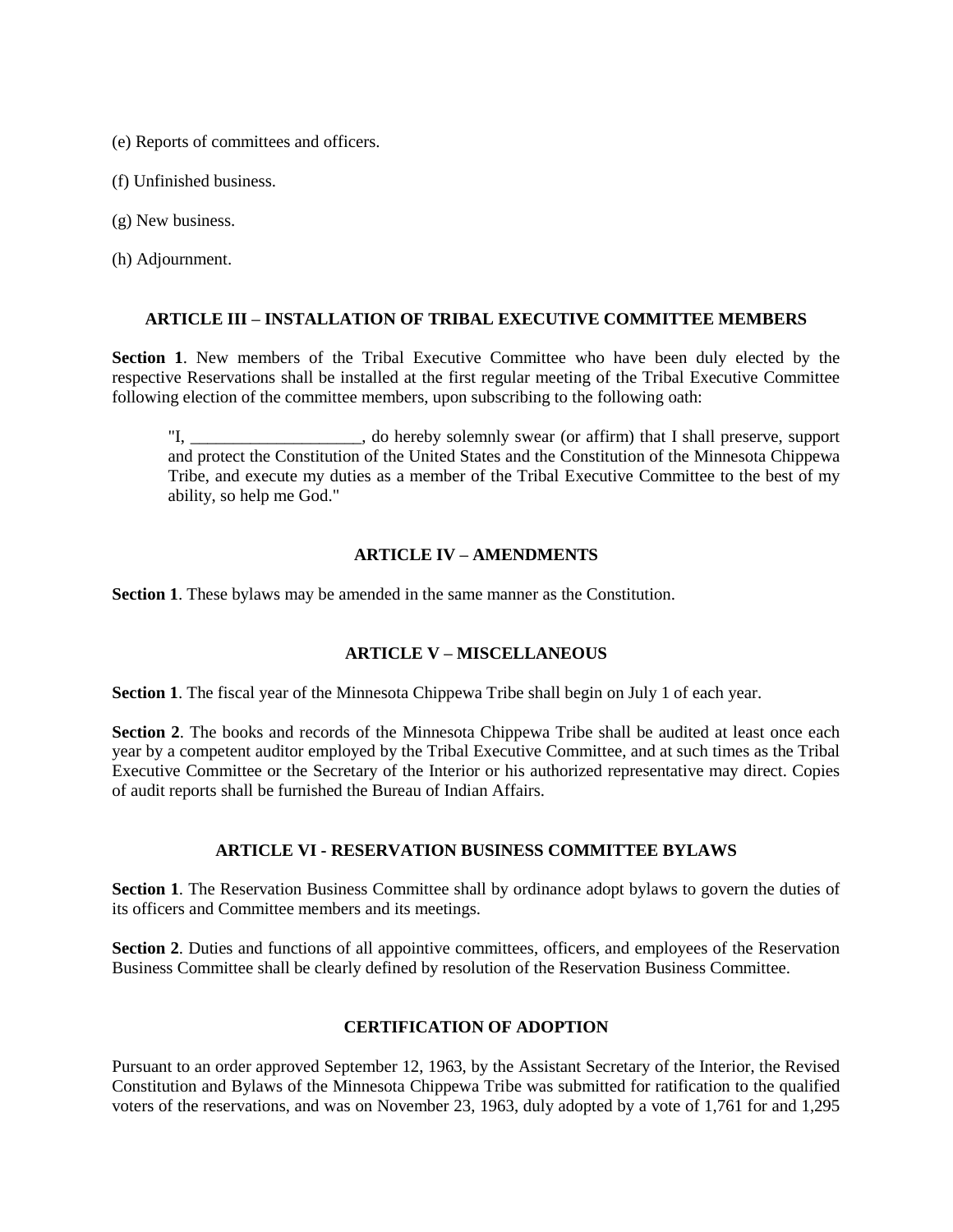(e) Reports of committees and officers.

(f) Unfinished business.

(g) New business.

(h) Adjournment.

## ARTICLE III – INSTALLATION OF TRIBAL EXECUTIVE COMMITTEE MEMBERS

**Section 1**. New members of the Tribal Executive Committee who have been duly elected by the respective Reservations shall be installed at the first regular meeting of the Tribal Executive Committee following election of the committee members, upon subscribing to the following oath:

> "I, ____________________, do hereby solemnly swear (or affirm) that I shall preserve, support and protect the Constitution of the United States and the Constitution of the Minnesota Chippewa Tribe, and execute my duties as a member of the Tribal Executive Committee to the best of my ability, so help me God."

## ARTICLE IV – AMENDMENTS

**Section 1**. These bylaws may be amended in the same manner as the Constitution.

## ARTICLE V – MISCELLANEOUS

**Section 1**. The fiscal year of the Minnesota Chippewa Tribe shall begin on July 1 of each year.

**Section 2**. The books and records of the Minnesota Chippewa Tribe shall be audited at least once each year by a competent auditor employed by the Tribal Executive Committee, and at such times as the Tribal Executive Committee or the Secretary of the Interior or his authorized representative may direct. Copies of audit reports shall be furnished the Bureau of Indian Affairs.

## ARTICLE VI - RESERVATION BUSINESS COMMITTEE BYLAWS

**Section 1**. The Reservation Business Committee shall by ordinance adopt bylaws to govern the duties of its officers and Committee members and its meetings.

**Section 2**. Duties and functions of all appointive committees, officers, and employees of the Reservation Business Committee shall be clearly defined by resolution of the Reservation Business Committee.

## CERTIFICATION OF ADOPTION

Pursuant to an order approved September 12, 1963, by the Assistant Secretary of the Interior, the Revised Constitution and Bylaws of the Minnesota Chippewa Tribe was submitted for ratification to the qualified voters of the reservations, and was on November 23, 1963, duly adopted by a vote of 1,761 for and 1,295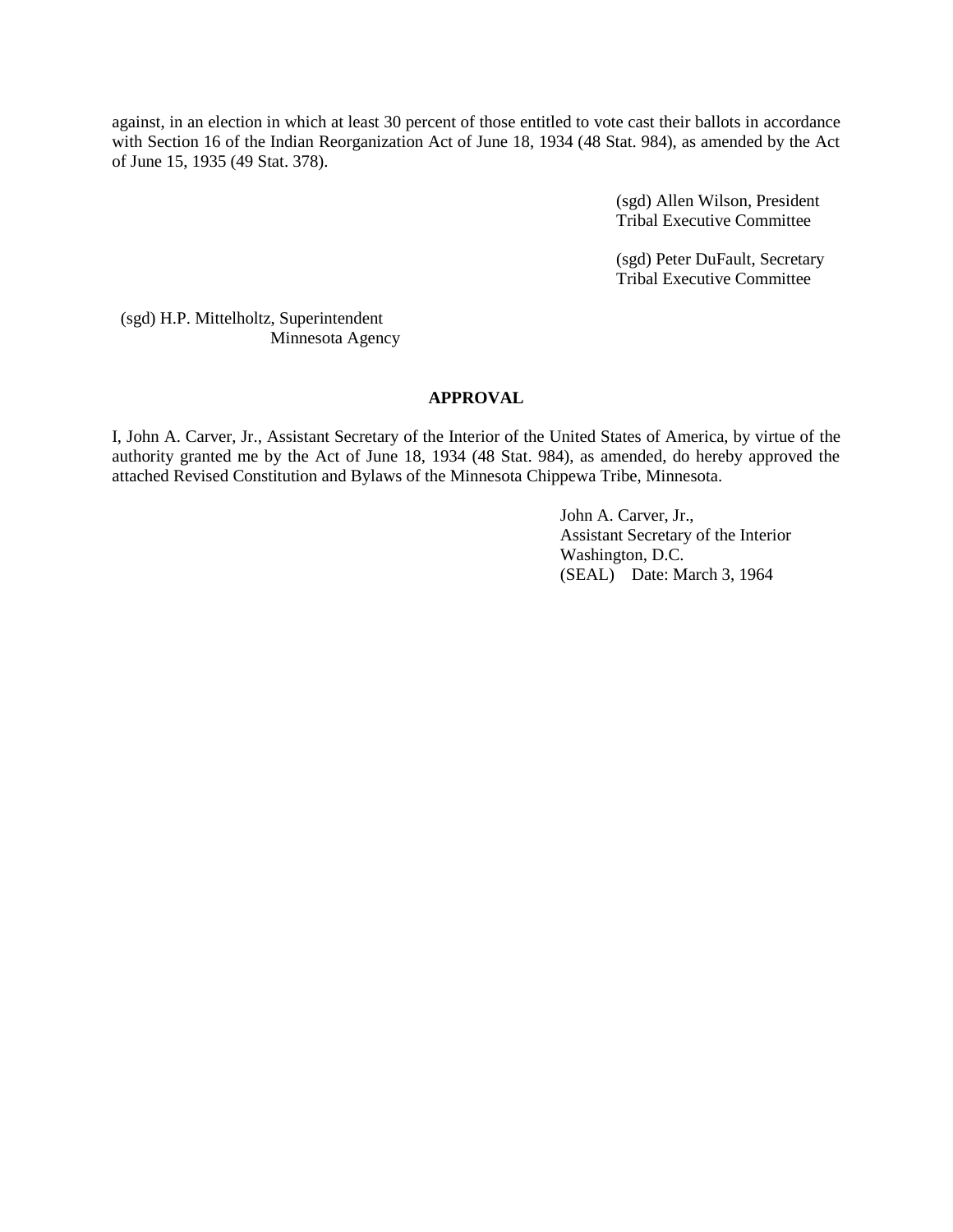against, in an election in which at least 30 percent of those entitled to vote cast their ballots in accordance with Section 16 of the Indian Reorganization Act of June 18, 1934 (48 Stat. 984), as amended by the Act of June 15, 1935 (49 Stat. 378).

(sgd) Allen Wilson, President
Tribal Executive Committee

(sgd) Peter DuFault, Secretary
Tribal Executive Committee

(sgd) H.P. Mittelholtz, Superintendent
Minnesota Agency

**APPROVAL**

I, John A. Carver, Jr., Assistant Secretary of the Interior of the United States of America, by virtue of the authority granted me by the Act of June 18, 1934 (48 Stat. 984), as amended, do hereby approved the attached Revised Constitution and Bylaws of the Minnesota Chippewa Tribe, Minnesota.

John A. Carver, Jr.,
Assistant Secretary of the Interior
Washington, D.C.
(SEAL) Date: March 3, 1964